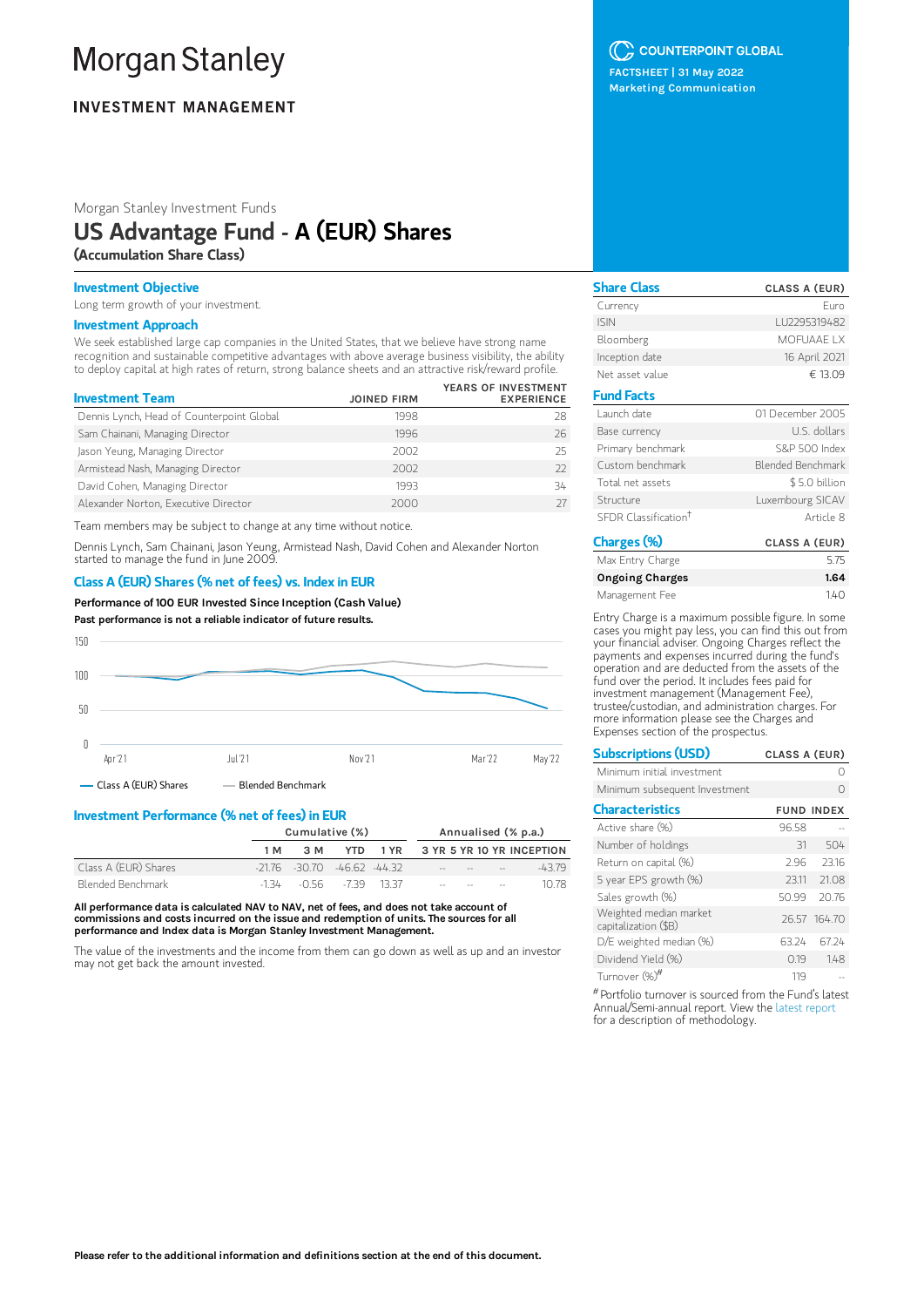# Morgan Stanley

**INVESTMENT MANAGEMENT**

COUNTERPOINT GLOBAL

FACTSHEET | 31 May 2022

Marketing Communication

Morgan Stanley Investment Funds

## US Advantage Fund - A (EUR) Shares

**(Accumulation Share Class)**

### Investment Objective

Long term growth of your investment.

### Investment Approach

We seek established large cap companies in the United States, that we believe have strong name recognition and sustainable competitive advantages with above average business visibility, the ability to deploy capital at high rates of return, strong balance sheets and an attractive risk/reward profile.

| Investment Team | JOINED FIRM | YEARS OF INVESTMENT EXPERIENCE |
|---|---|---|
| Dennis Lynch, Head of Counterpoint Global | 1998 | 28 |
| Sam Chainani, Managing Director | 1996 | 26 |
| Jason Yeung, Managing Director | 2002 | 25 |
| Armistead Nash, Managing Director | 2002 | 22 |
| David Cohen, Managing Director | 1993 | 34 |
| Alexander Norton, Executive Director | 2000 | 27 |

Team members may be subject to change at any time without notice.

Dennis Lynch, Sam Chainani, Jason Yeung, Armistead Nash, David Cohen and Alexander Norton started to manage the fund in June 2009.

### Class A (EUR) Shares (% net of fees) vs. Index in EUR

**Performance of 100 EUR Invested Since Inception (Cash Value)**

**Past performance is not a reliable indicator of future results.**

— Class A (EUR) Shares — Blended Benchmark

### Investment Performance (% net of fees) in EUR

| | Cumulative (%) | | | | Annualised (% p.a.) | | | |
|---|---|---|---|---|---|---|---|---|
| | 1 M | 3 M | YTD | 1 YR | 3 YR | 5 YR | 10 YR | INCEPTION |
| Class A (EUR) Shares | -21.76 | -30.70 | -46.62 | -44.32 | -- | -- | -- | -43.79 |
| Blended Benchmark | -1.34 | -0.56 | -7.39 | 13.37 | -- | -- | -- | 10.78 |

**All performance data is calculated NAV to NAV, net of fees, and does not take account of commissions and costs incurred on the issue and redemption of units. The sources for all performance and Index data is Morgan Stanley Investment Management.**

The value of the investments and the income from them can go down as well as up and an investor may not get back the amount invested.

### Share Class

| Share Class | CLASS A (EUR) |
|---|---|
| Currency | Euro |
| ISIN | LU2295319482 |
| Bloomberg | MOFUAAE LX |
| Inception date | 16 April 2021 |
| Net asset value | € 13.09 |

### Fund Facts

| Fund Facts | |
|---|---|
| Launch date | 01 December 2005 |
| Base currency | U.S. dollars |
| Primary benchmark | S&P 500 Index |
| Custom benchmark | Blended Benchmark |
| Total net assets | $ 5.0 billion |
| Structure | Luxembourg SICAV |
| SFDR Classification† | Article 8 |

### Charges (%)

| Charges (%) | CLASS A (EUR) |
|---|---|
| Max Entry Charge | 5.75 |
| **Ongoing Charges** | **1.64** |
| Management Fee | 1.40 |

Entry Charge is a maximum possible figure. In some cases you might pay less, you can find this out from your financial adviser. Ongoing Charges reflect the payments and expenses incurred during the fund's operation and are deducted from the assets of the fund over the period. It includes fees paid for investment management (Management Fee), trustee/custodian, and administration charges. For more information please see the Charges and Expenses section of the prospectus.

### Subscriptions (USD)

| Subscriptions (USD) | CLASS A (EUR) |
|---|---|
| Minimum initial investment | 0 |
| Minimum subsequent Investment | 0 |

### Characteristics

| Characteristics | FUND | INDEX |
|---|---|---|
| Active share (%) | 96.58 | -- |
| Number of holdings | 31 | 504 |
| Return on capital (%) | 2.96 | 23.16 |
| 5 year EPS growth (%) | 23.11 | 21.08 |
| Sales growth (%) | 50.99 | 20.76 |
| Weighted median market capitalization ($B) | 26.57 | 164.70 |
| D/E weighted median (%) | 63.24 | 67.24 |
| Dividend Yield (%) | 0.19 | 1.48 |
| Turnover (%)# | 119 | -- |

# Portfolio turnover is sourced from the Fund's latest Annual/Semi-annual report. View the latest report for a description of methodology.

**Please refer to the additional information and definitions section at the end of this document.**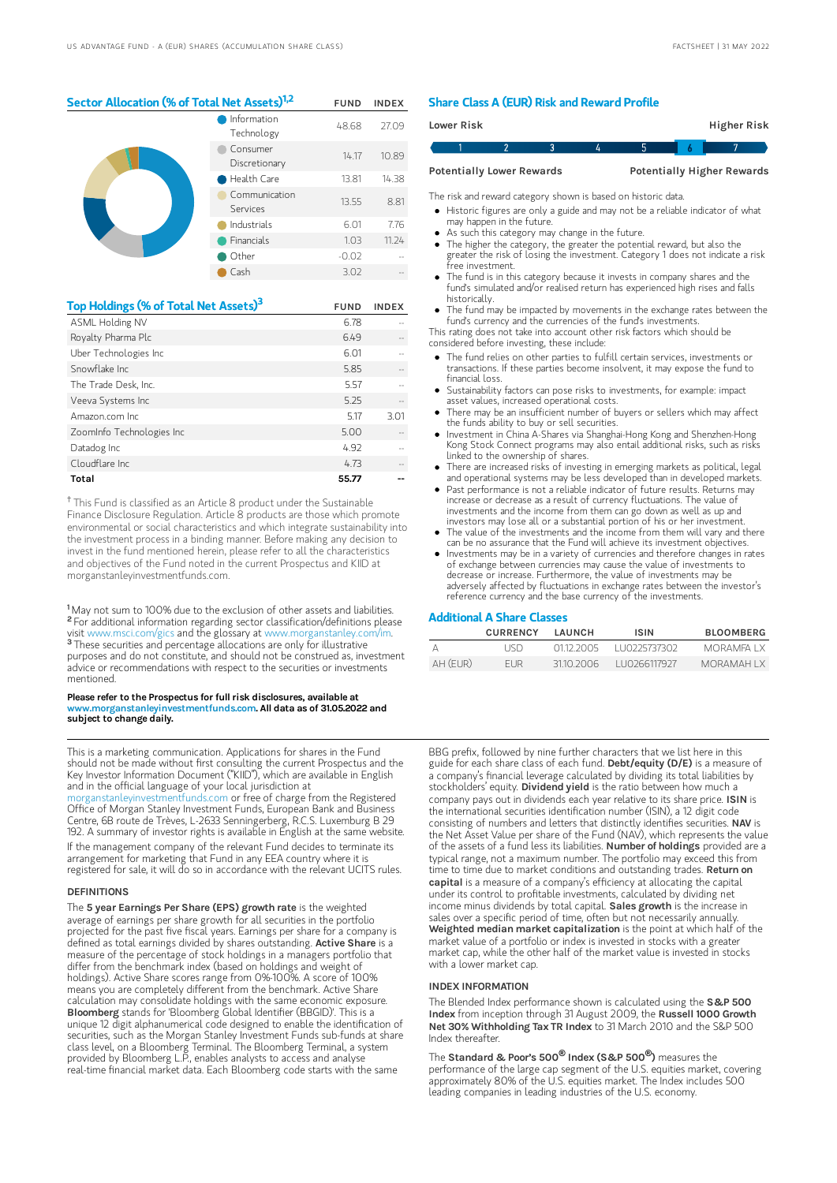## Sector Allocation (% of Total Net Assets)[1,2]

| | FUND | INDEX |
|---|---|---|
| Information Technology | 48.68 | 27.09 |
| Consumer Discretionary | 14.17 | 10.89 |
| Health Care | 13.81 | 14.38 |
| Communication Services | 13.55 | 8.81 |
| Industrials | 6.01 | 7.76 |
| Financials | 1.03 | 11.24 |
| Other | -0.02 | -- |
| Cash | 3.02 | -- |

## Top Holdings (% of Total Net Assets)[3]

| | FUND | INDEX |
|---|---|---|
| ASML Holding NV | 6.78 | -- |
| Royalty Pharma Plc | 6.49 | -- |
| Uber Technologies Inc | 6.01 | -- |
| Snowflake Inc | 5.85 | -- |
| The Trade Desk, Inc. | 5.57 | -- |
| Veeva Systems Inc | 5.25 | -- |
| Amazon.com Inc | 5.17 | 3.01 |
| ZoomInfo Technologies Inc | 5.00 | -- |
| Datadog Inc | 4.92 | -- |
| Cloudflare Inc | 4.73 | -- |
| **Total** | **55.77** | **--** |

[†] This Fund is classified as an Article 8 product under the Sustainable Finance Disclosure Regulation. Article 8 products are those which promote environmental or social characteristics and which integrate sustainability into the investment process in a binding manner. Before making any decision to invest in the fund mentioned herein, please refer to all the characteristics and objectives of the Fund noted in the current Prospectus and KIID at morganstanleyinvestmentfunds.com.

[1] May not sum to 100% due to the exclusion of other assets and liabilities.
[2] For additional information regarding sector classification/definitions please visit www.msci.com/gics and the glossary at www.morganstanley.com/im.
[3] These securities and percentage allocations are only for illustrative purposes and do not constitute, and should not be construed as, investment advice or recommendations with respect to the securities or investments mentioned.

**Please refer to the Prospectus for full risk disclosures, available at www.morganstanleyinvestmentfunds.com. All data as of 31.05.2022 and subject to change daily.**

## Share Class A (EUR) Risk and Reward Profile

| Lower Risk | | | | | | Higher Risk |
|---|---|---|---|---|---|---|
| 1 | 2 | 3 | 4 | 5 | **6** | 7 |
| Potentially Lower Rewards | | | | | | Potentially Higher Rewards |

The risk and reward category shown is based on historic data.

- Historic figures are only a guide and may not be a reliable indicator of what may happen in the future.
- As such this category may change in the future.
- The higher the category, the greater the potential reward, but also the greater the risk of losing the investment. Category 1 does not indicate a risk free investment.
- The fund is in this category because it invests in company shares and the fund's simulated and/or realised return has experienced high rises and falls historically.
- The fund may be impacted by movements in the exchange rates between the fund's currency and the currencies of the fund's investments.

This rating does not take into account other risk factors which should be considered before investing, these include:

- The fund relies on other parties to fulfill certain services, investments or transactions. If these parties become insolvent, it may expose the fund to financial loss.
- Sustainability factors can pose risks to investments, for example: impact asset values, increased operational costs.
- There may be an insufficient number of buyers or sellers which may affect the funds ability to buy or sell securities.
- Investment in China A-Shares via Shanghai-Hong Kong and Shenzhen-Hong Kong Stock Connect programs may also entail additional risks, such as risks linked to the ownership of shares.
- There are increased risks of investing in emerging markets as political, legal and operational systems may be less developed than in developed markets.
- Past performance is not a reliable indicator of future results. Returns may increase or decrease as a result of currency fluctuations. The value of investments and the income from them can go down as well as up and investors may lose all or a substantial portion of his or her investment.
- The value of the investments and the income from them will vary and there can be no assurance that the Fund will achieve its investment objectives.
- Investments may be in a variety of currencies and therefore changes in rates of exchange between currencies may cause the value of investments to decrease or increase. Furthermore, the value of investments may be adversely affected by fluctuations in exchange rates between the investor's reference currency and the base currency of the investments.

## Additional A Share Classes

| | CURRENCY | LAUNCH | ISIN | BLOOMBERG |
|---|---|---|---|---|
| A | USD | 01.12.2005 | LU0225737302 | MORAMFA LX |
| AH (EUR) | EUR | 31.10.2006 | LU0266117927 | MORAMAH LX |

This is a marketing communication. Applications for shares in the Fund should not be made without first consulting the current Prospectus and the Key Investor Information Document ("KIID"), which are available in English and in the official language of your local jurisdiction at morganstanleyinvestmentfunds.com or free of charge from the Registered Office of Morgan Stanley Investment Funds, European Bank and Business Centre, 6B route de Trèves, L-2633 Senningerberg, R.C.S. Luxemburg B 29 192. A summary of investor rights is available in English at the same website.

If the management company of the relevant Fund decides to terminate its arrangement for marketing that Fund in any EEA country where it is registered for sale, it will do so in accordance with the relevant UCITS rules.

### DEFINITIONS

The **5 year Earnings Per Share (EPS) growth rate** is the weighted average of earnings per share growth for all securities in the portfolio projected for the past five fiscal years. Earnings per share for a company is defined as total earnings divided by shares outstanding. **Active Share** is a measure of the percentage of stock holdings in a managers portfolio that differ from the benchmark index (based on holdings and weight of holdings). Active Share scores range from 0%-100%. A score of 100% means you are completely different from the benchmark. Active Share calculation may consolidate holdings with the same economic exposure. **Bloomberg** stands for 'Bloomberg Global Identifier (BBGID)'. This is a unique 12 digit alphanumerical code designed to enable the identification of securities, such as the Morgan Stanley Investment Funds sub-funds at share class level, on a Bloomberg Terminal. The Bloomberg Terminal, a system provided by Bloomberg L.P., enables analysts to access and analyse real-time financial market data. Each Bloomberg code starts with the same BBG prefix, followed by nine further characters that we list here in this guide for each share class of each fund. **Debt/equity (D/E)** is a measure of a company's financial leverage calculated by dividing its total liabilities by stockholders' equity. **Dividend yield** is the ratio between how much a company pays out in dividends each year relative to its share price. **ISIN** is the international securities identification number (ISIN), a 12 digit code consisting of numbers and letters that distinctly identifies securities. **NAV** is the Net Asset Value per share of the Fund (NAV), which represents the value of the assets of a fund less its liabilities. **Number of holdings** provided are a typical range, not a maximum number. The portfolio may exceed this from time to time due to market conditions and outstanding trades. **Return on capital** is a measure of a company's efficiency at allocating the capital under its control to profitable investments, calculated by dividing net income minus dividends by total capital. **Sales growth** is the increase in sales over a specific period of time, often but not necessarily annually. **Weighted median market capitalization** is the point at which half of the market value of a portfolio or index is invested in stocks with a greater market cap, while the other half of the market value is invested in stocks with a lower market cap.

### INDEX INFORMATION

The Blended Index performance shown is calculated using the **S&P 500 Index** from inception through 31 August 2009, the **Russell 1000 Growth Net 30% Withholding Tax TR Index** to 31 March 2010 and the S&P 500 Index thereafter.

The **Standard & Poor's 500® Index (S&P 500®)** measures the performance of the large cap segment of the U.S. equities market, covering approximately 80% of the U.S. equities market. The Index includes 500 leading companies in leading industries of the U.S. economy.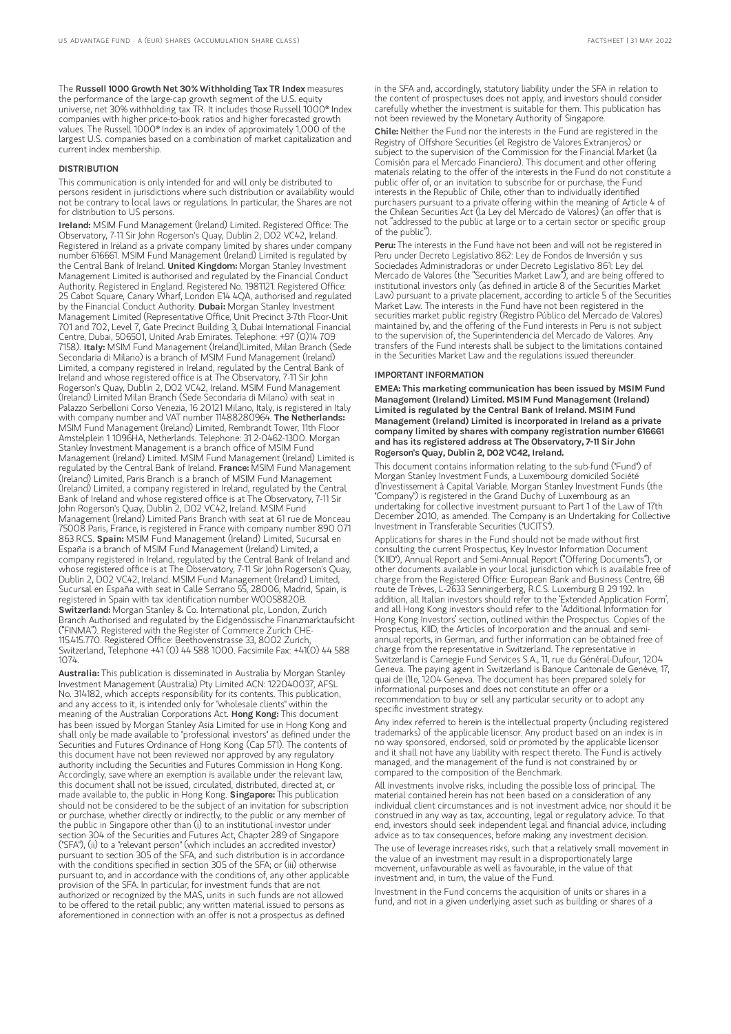The **Russell 1000 Growth Net 30% Withholding Tax TR Index** measures the performance of the large-cap growth segment of the U.S. equity universe, net 30% withholding tax TR. It includes those Russell 1000® Index companies with higher price-to-book ratios and higher forecasted growth values. The Russell 1000® Index is an index of approximately 1,000 of the largest U.S. companies based on a combination of market capitalization and current index membership.

## DISTRIBUTION

This communication is only intended for and will only be distributed to persons resident in jurisdictions where such distribution or availability would not be contrary to local laws or regulations. In particular, the Shares are not for distribution to US persons.

**Ireland:** MSIM Fund Management (Ireland) Limited. Registered Office: The Observatory, 7-11 Sir John Rogerson's Quay, Dublin 2, D02 VC42, Ireland. Registered in Ireland as a private company limited by shares under company number 616661. MSIM Fund Management (Ireland) Limited is regulated by the Central Bank of Ireland. **United Kingdom:** Morgan Stanley Investment Management Limited is authorised and regulated by the Financial Conduct Authority. Registered in England. Registered No. 1981121. Registered Office: 25 Cabot Square, Canary Wharf, London E14 4QA, authorised and regulated by the Financial Conduct Authority. **Dubai:** Morgan Stanley Investment Management Limited (Representative Office, Unit Precinct 3-7th Floor-Unit 701 and 702, Level 7, Gate Precinct Building 3, Dubai International Financial Centre, Dubai, 506501, United Arab Emirates. Telephone: +97 (0)14 709 7158). **Italy:** MSIM Fund Management (Ireland)Limited, Milan Branch (Sede Secondaria di Milano) is a branch of MSIM Fund Management (Ireland) Limited, a company registered in Ireland, regulated by the Central Bank of Ireland and whose registered office is at The Observatory, 7-11 Sir John Rogerson's Quay, Dublin 2, D02 VC42, Ireland. MSIM Fund Management (Ireland) Limited Milan Branch (Sede Secondaria di Milano) with seat in Palazzo Serbelloni Corso Venezia, 16 20121 Milano, Italy, is registered in Italy with company number and VAT number 11488280964. **The Netherlands:** MSIM Fund Management (Ireland) Limited, Rembrandt Tower, 11th Floor Amstelplein 1 1096HA, Netherlands. Telephone: 31 2-0462-1300. Morgan Stanley Investment Management is a branch office of MSIM Fund Management (Ireland) Limited. MSIM Fund Management (Ireland) Limited is regulated by the Central Bank of Ireland. **France:** MSIM Fund Management (Ireland) Limited, Paris Branch is a branch of MSIM Fund Management (Ireland) Limited, a company registered in Ireland, regulated by the Central Bank of Ireland and whose registered office is at The Observatory, 7-11 Sir John Rogerson's Quay, Dublin 2, D02 VC42, Ireland. MSIM Fund Management (Ireland) Limited Paris Branch with seat at 61 rue de Monceau 75008 Paris, France, is registered in France with company number 890 071 863 RCS. **Spain:** MSIM Fund Management (Ireland) Limited, Sucursal en España is a branch of MSIM Fund Management (Ireland) Limited, a company registered in Ireland, regulated by the Central Bank of Ireland and whose registered office is at The Observatory, 7-11 Sir John Rogerson's Quay, Dublin 2, D02 VC42, Ireland. MSIM Fund Management (Ireland) Limited, Sucursal en España with seat in Calle Serrano 55, 28006, Madrid, Spain, is registered in Spain with tax identification number W0058820B. **Switzerland:** Morgan Stanley & Co. International plc, London, Zurich Branch Authorised and regulated by the Eidgenössische Finanzmarktaufsicht ("FINMA"). Registered with the Register of Commerce Zurich CHE-115.415.770. Registered Office: Beethovenstrasse 33, 8002 Zurich, Switzerland, Telephone +41 (0) 44 588 1000. Facsimile Fax: +41(0) 44 588 1074.

**Australia:** This publication is disseminated in Australia by Morgan Stanley Investment Management (Australia) Pty Limited ACN: 122040037, AFSL No. 314182, which accepts responsibility for its contents. This publication, and any access to it, is intended only for "wholesale clients" within the meaning of the Australian Corporations Act. **Hong Kong:** This document has been issued by Morgan Stanley Asia Limited for use in Hong Kong and shall only be made available to "professional investors" as defined under the Securities and Futures Ordinance of Hong Kong (Cap 571). The contents of this document have not been reviewed nor approved by any regulatory authority including the Securities and Futures Commission in Hong Kong. Accordingly, save where an exemption is available under the relevant law, this document shall not be issued, circulated, distributed, directed at, or made available to, the public in Hong Kong. **Singapore:** This publication should not be considered to be the subject of an invitation for subscription or purchase, whether directly or indirectly, to the public or any member of the public in Singapore other than (i) to an institutional investor under section 304 of the Securities and Futures Act, Chapter 289 of Singapore ("SFA"), (ii) to a "relevant person" (which includes an accredited investor) pursuant to section 305 of the SFA, and such distribution is in accordance with the conditions specified in section 305 of the SFA; or (iii) otherwise pursuant to, and in accordance with the conditions of, any other applicable provision of the SFA. In particular, for investment funds that are not authorized or recognized by the MAS, units in such funds are not allowed to be offered to the retail public; any written material issued to persons as aforementioned in connection with an offer is not a prospectus as defined in the SFA and, accordingly, statutory liability under the SFA in relation to the content of prospectuses does not apply, and investors should consider carefully whether the investment is suitable for them. This publication has not been reviewed by the Monetary Authority of Singapore.

**Chile:** Neither the Fund nor the interests in the Fund are registered in the Registry of Offshore Securities (el Registro de Valores Extranjeros) or subject to the supervision of the Commission for the Financial Market (la Comisión para el Mercado Financiero). This document and other offering materials relating to the offer of the interests in the Fund do not constitute a public offer of, or an invitation to subscribe for or purchase, the Fund interests in the Republic of Chile, other than to individually identified purchasers pursuant to a private offering within the meaning of Article 4 of the Chilean Securities Act (la Ley del Mercado de Valores) (an offer that is not "addressed to the public at large or to a certain sector or specific group of the public").

**Peru:** The interests in the Fund have not been and will not be registered in Peru under Decreto Legislativo 862: Ley de Fondos de Inversión y sus Sociedades Administradoras or under Decreto Legislativo 861: Ley del Mercado de Valores (the "Securities Market Law"), and are being offered to institutional investors only (as defined in article 8 of the Securities Market Law) pursuant to a private placement, according to article 5 of the Securities Market Law. The interests in the Fund have not been registered in the securities market public registry (Registro Público del Mercado de Valores) maintained by, and the offering of the Fund interests in Peru is not subject to the supervision of, the Superintendencia del Mercado de Valores. Any transfers of the Fund interests shall be subject to the limitations contained in the Securities Market Law and the regulations issued thereunder.

## IMPORTANT INFORMATION

**EMEA: This marketing communication has been issued by MSIM Fund Management (Ireland) Limited. MSIM Fund Management (Ireland) Limited is regulated by the Central Bank of Ireland. MSIM Fund Management (Ireland) Limited is incorporated in Ireland as a private company limited by shares with company registration number 616661 and has its registered address at The Observatory, 7-11 Sir John Rogerson's Quay, Dublin 2, D02 VC42, Ireland.**

This document contains information relating to the sub-fund ("Fund") of Morgan Stanley Investment Funds, a Luxembourg domiciled Société d'Investissement à Capital Variable. Morgan Stanley Investment Funds (the "Company") is registered in the Grand Duchy of Luxembourg as an undertaking for collective investment pursuant to Part 1 of the Law of 17th December 2010, as amended. The Company is an Undertaking for Collective Investment in Transferable Securities ("UCITS").

Applications for shares in the Fund should not be made without first consulting the current Prospectus, Key Investor Information Document ("KIID"), Annual Report and Semi-Annual Report ("Offering Documents"), or other documents available in your local jurisdiction which is available free of charge from the Registered Office: European Bank and Business Centre, 6B route de Trèves, L-2633 Senningerberg, R.C.S. Luxemburg B 29 192. In addition, all Italian investors should refer to the 'Extended Application Form', and all Hong Kong investors should refer to the 'Additional Information for Hong Kong Investors' section, outlined within the Prospectus. Copies of the Prospectus, KIID, the Articles of Incorporation and the annual and semi-annual reports, in German, and further information can be obtained free of charge from the representative in Switzerland. The representative in Switzerland is Carnegie Fund Services S.A., 11, rue du Général-Dufour, 1204 Geneva. The paying agent in Switzerland is Banque Cantonale de Genève, 17, quai de l'Ile, 1204 Geneva. The document has been prepared solely for informational purposes and does not constitute an offer or a recommendation to buy or sell any particular security or to adopt any specific investment strategy.

Any index referred to herein is the intellectual property (including registered trademarks) of the applicable licensor. Any product based on an index is in no way sponsored, endorsed, sold or promoted by the applicable licensor and it shall not have any liability with respect thereto. The Fund is actively managed, and the management of the fund is not constrained by or compared to the composition of the Benchmark.

All investments involve risks, including the possible loss of principal. The material contained herein has not been based on a consideration of any individual client circumstances and is not investment advice, nor should it be construed in any way as tax, accounting, legal or regulatory advice. To that end, investors should seek independent legal and financial advice, including advice as to tax consequences, before making any investment decision.

The use of leverage increases risks, such that a relatively small movement in the value of an investment may result in a disproportionately large movement, unfavourable as well as favourable, in the value of that investment and, in turn, the value of the Fund.

Investment in the Fund concerns the acquisition of units or shares in a fund, and not in a given underlying asset such as building or shares of a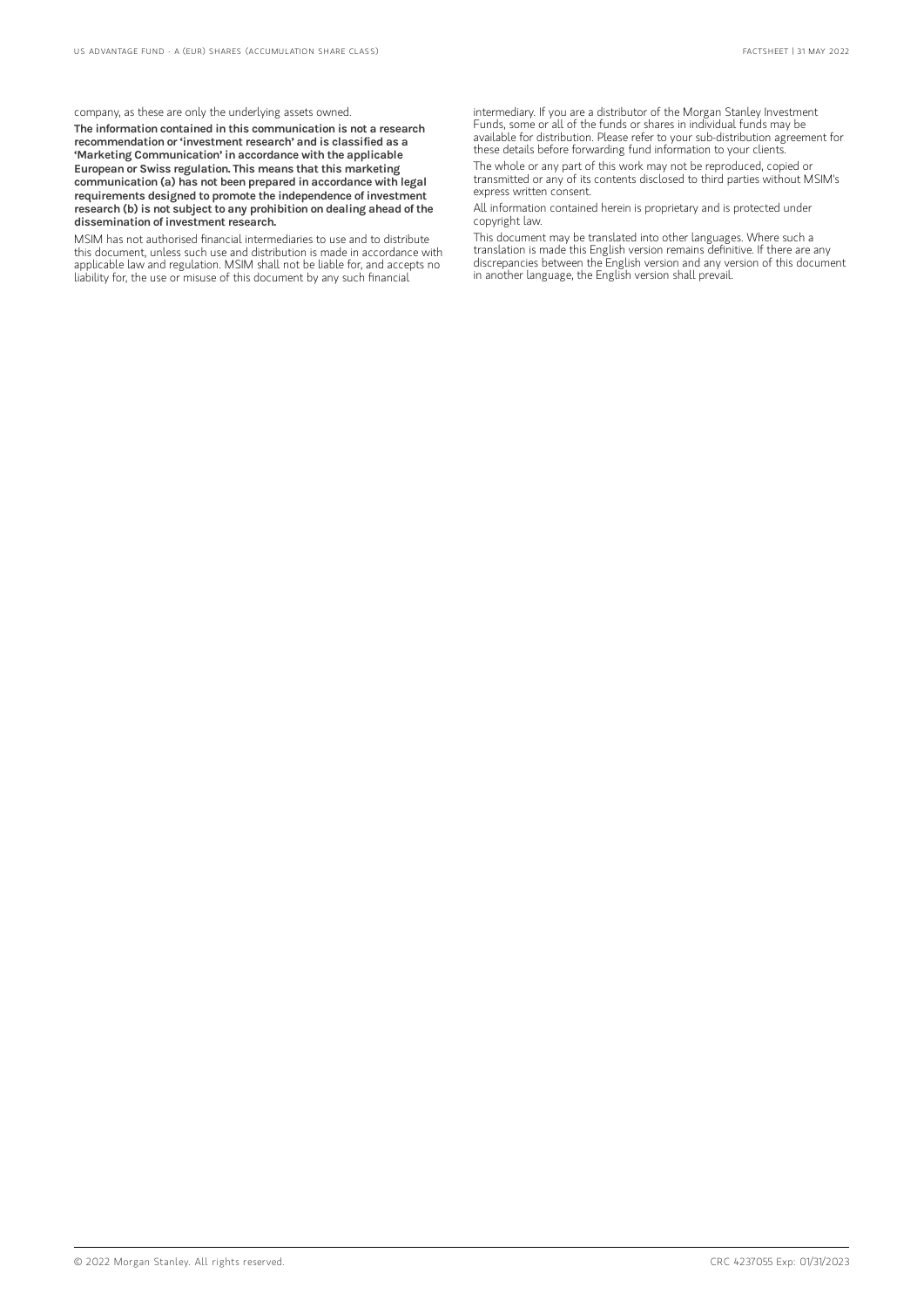company, as these are only the underlying assets owned.

**The information contained in this communication is not a research recommendation or 'investment research' and is classified as a 'Marketing Communication' in accordance with the applicable European or Swiss regulation. This means that this marketing communication (a) has not been prepared in accordance with legal requirements designed to promote the independence of investment research (b) is not subject to any prohibition on dealing ahead of the dissemination of investment research.**

MSIM has not authorised financial intermediaries to use and to distribute this document, unless such use and distribution is made in accordance with applicable law and regulation. MSIM shall not be liable for, and accepts no liability for, the use or misuse of this document by any such financial intermediary. If you are a distributor of the Morgan Stanley Investment Funds, some or all of the funds or shares in individual funds may be available for distribution. Please refer to your sub-distribution agreement for these details before forwarding fund information to your clients.

The whole or any part of this work may not be reproduced, copied or transmitted or any of its contents disclosed to third parties without MSIM's express written consent.

All information contained herein is proprietary and is protected under copyright law.

This document may be translated into other languages. Where such a translation is made this English version remains definitive. If there are any discrepancies between the English version and any version of this document in another language, the English version shall prevail.